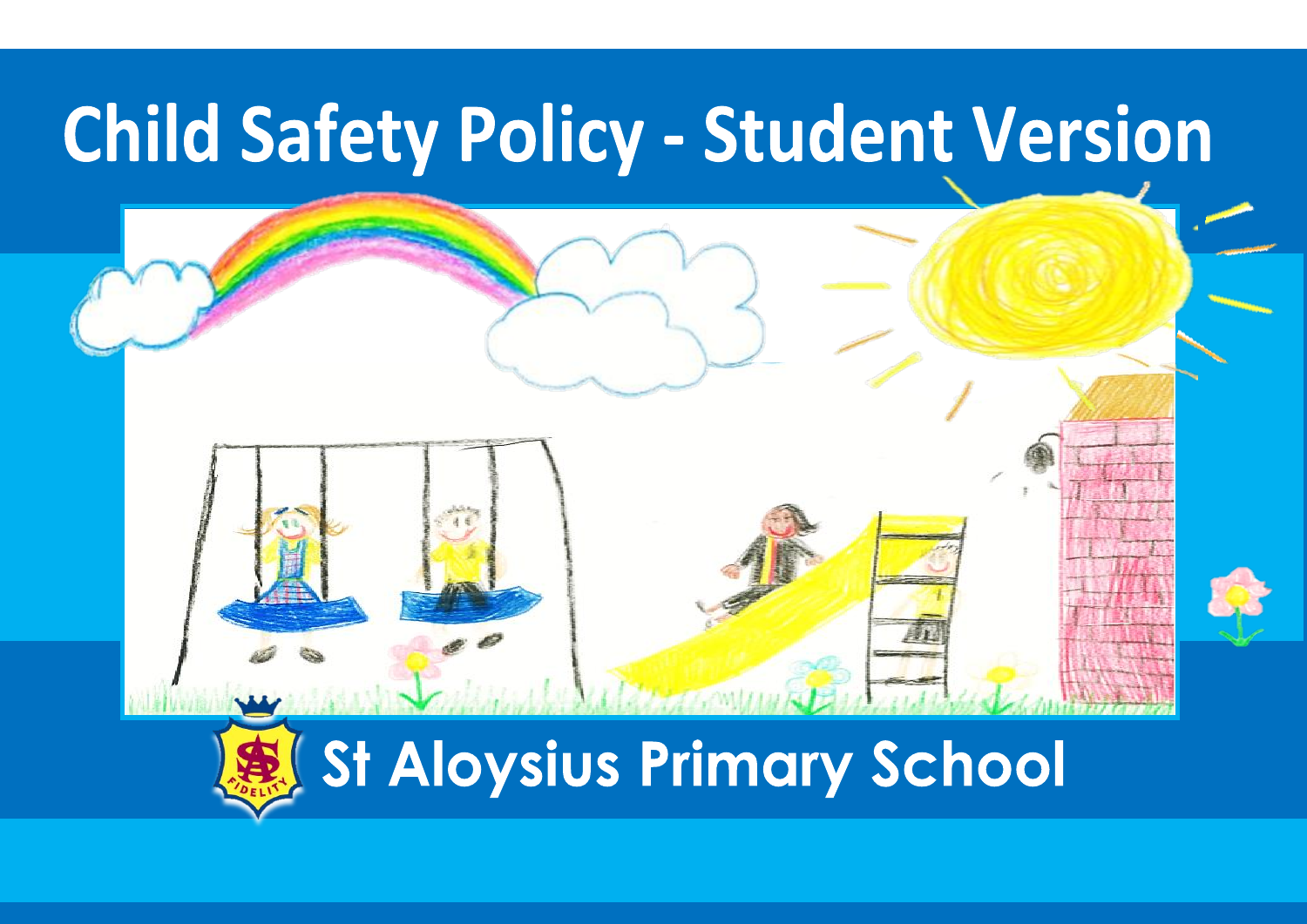# Child Safety Policy - Student Version

## St Aloysius Primary School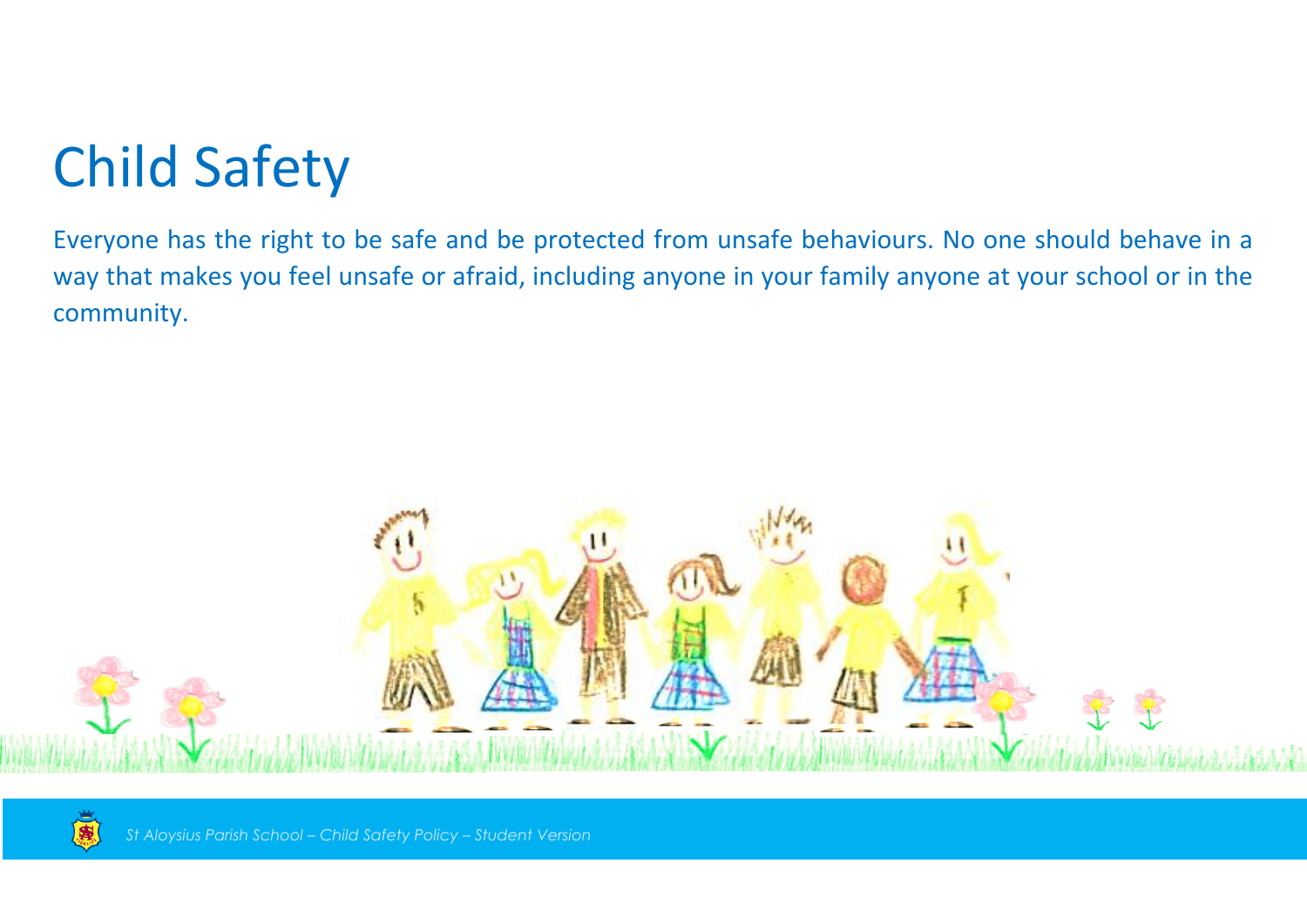# Child Safety

Everyone has the right to be safe and be protected from unsafe behaviours. No one should behave in a way that makes you feel unsafe or afraid, including anyone in your family anyone at your school or in the community.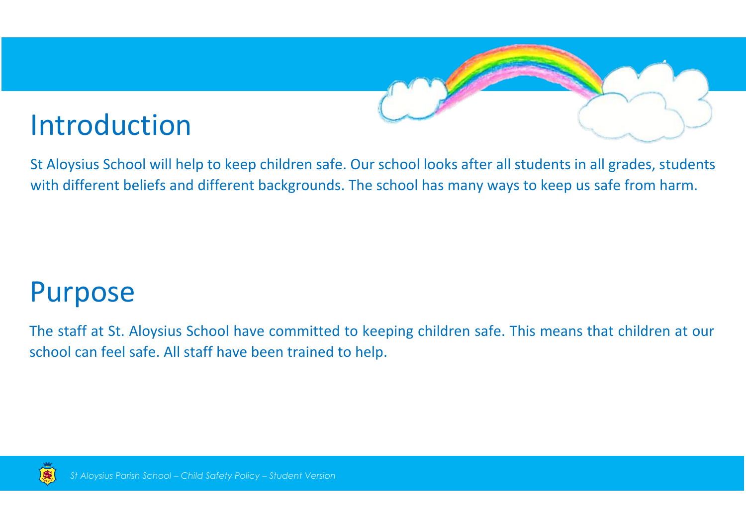# Introduction

St Aloysius School will help to keep children safe. Our school looks after all students in all grades, students with different beliefs and different backgrounds. The school has many ways to keep us safe from harm.

# Purpose

The staff at St. Aloysius School have committed to keeping children safe. This means that children at our school can feel safe. All staff have been trained to help.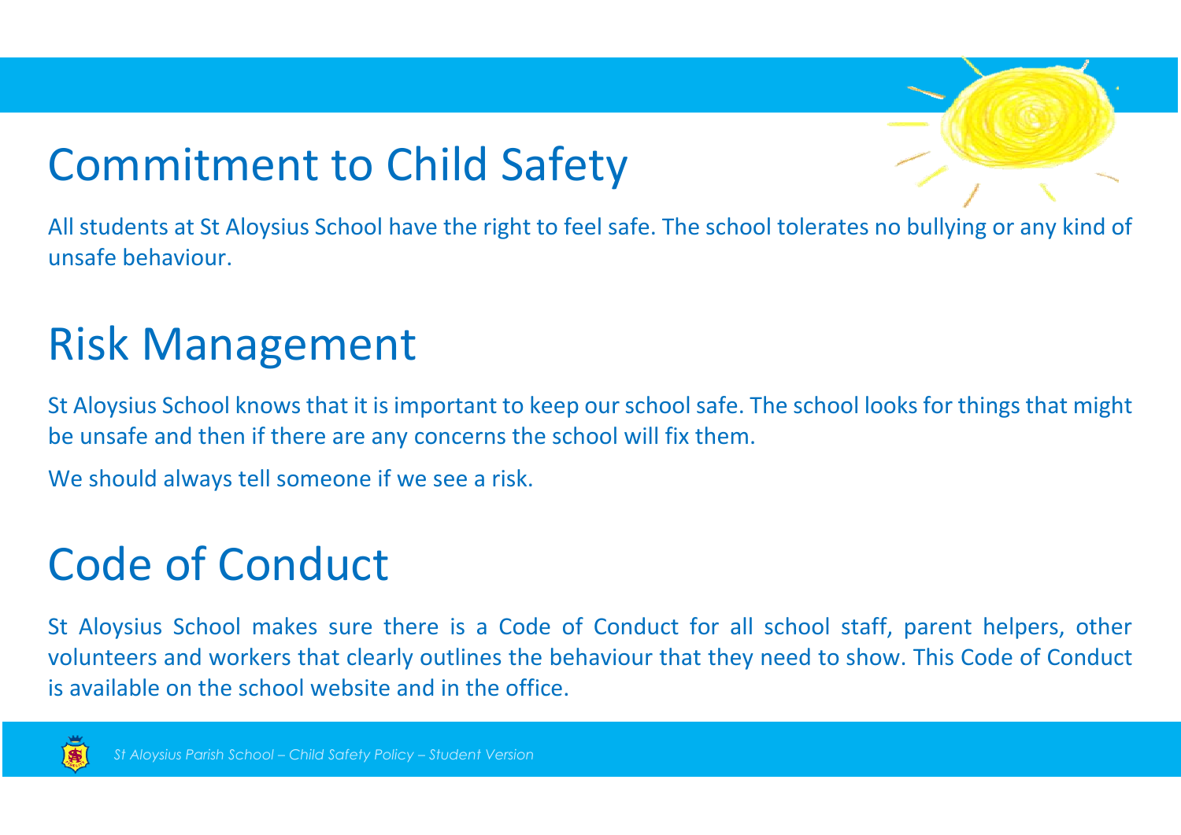# Commitment to Child Safety

All students at St Aloysius School have the right to feel safe. The school tolerates no bullying or any kind of unsafe behaviour.

# Risk Management

St Aloysius School knows that it is important to keep our school safe. The school looks for things that might be unsafe and then if there are any concerns the school will fix them.

We should always tell someone if we see a risk.

# Code of Conduct

St Aloysius School makes sure there is a Code of Conduct for all school staff, parent helpers, other volunteers and workers that clearly outlines the behaviour that they need to show. This Code of Conduct is available on the school website and in the office.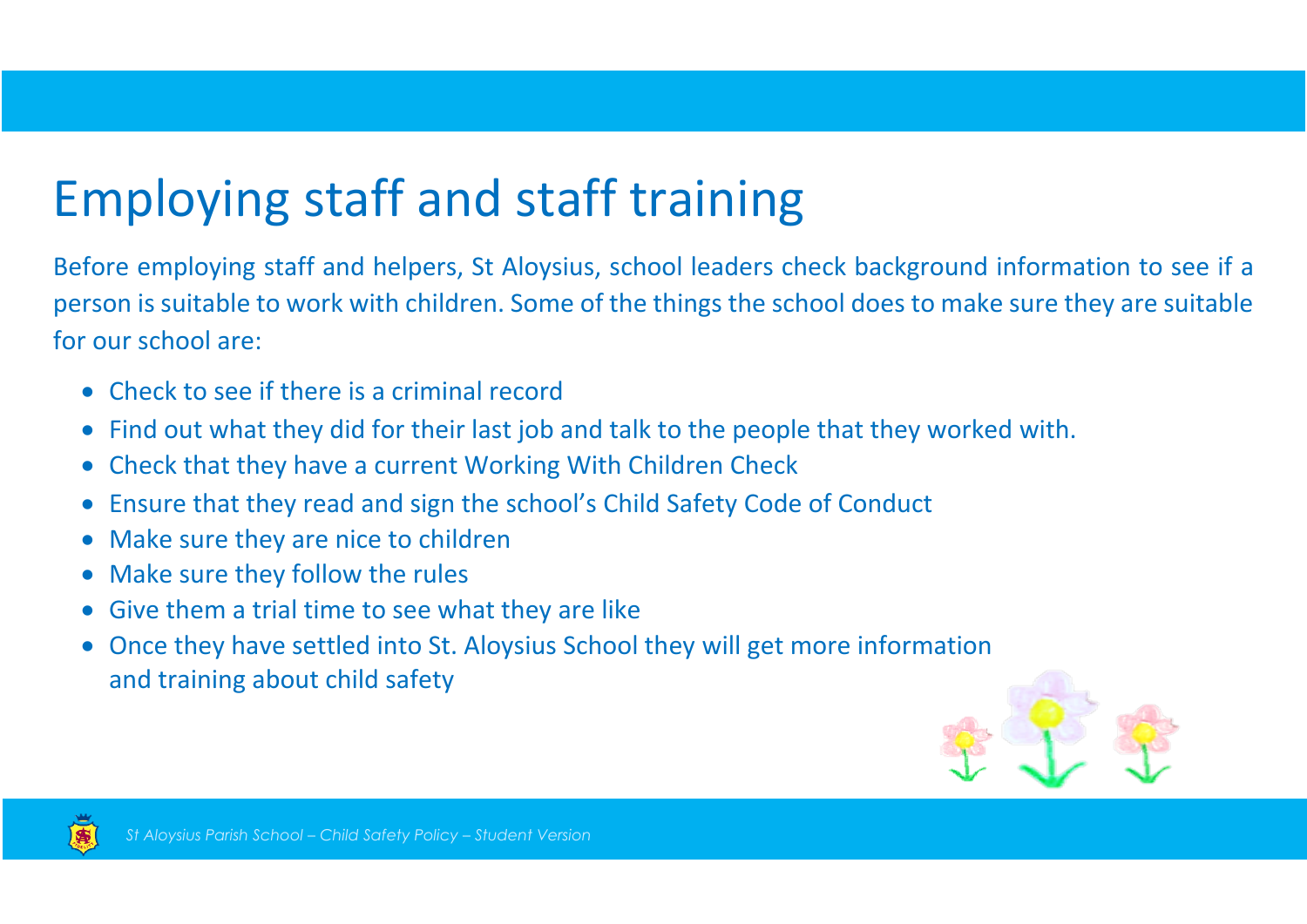# Employing staff and staff training

Before employing staff and helpers, St Aloysius, school leaders check background information to see if a person is suitable to work with children. Some of the things the school does to make sure they are suitable for our school are:

- Check to see if there is a criminal record
- Find out what they did for their last job and talk to the people that they worked with.
- Check that they have a current Working With Children Check
- Ensure that they read and sign the school's Child Safety Code of Conduct
- Make sure they are nice to children
- Make sure they follow the rules
- Give them a trial time to see what they are like
- Once they have settled into St. Aloysius School they will get more information and training about child safety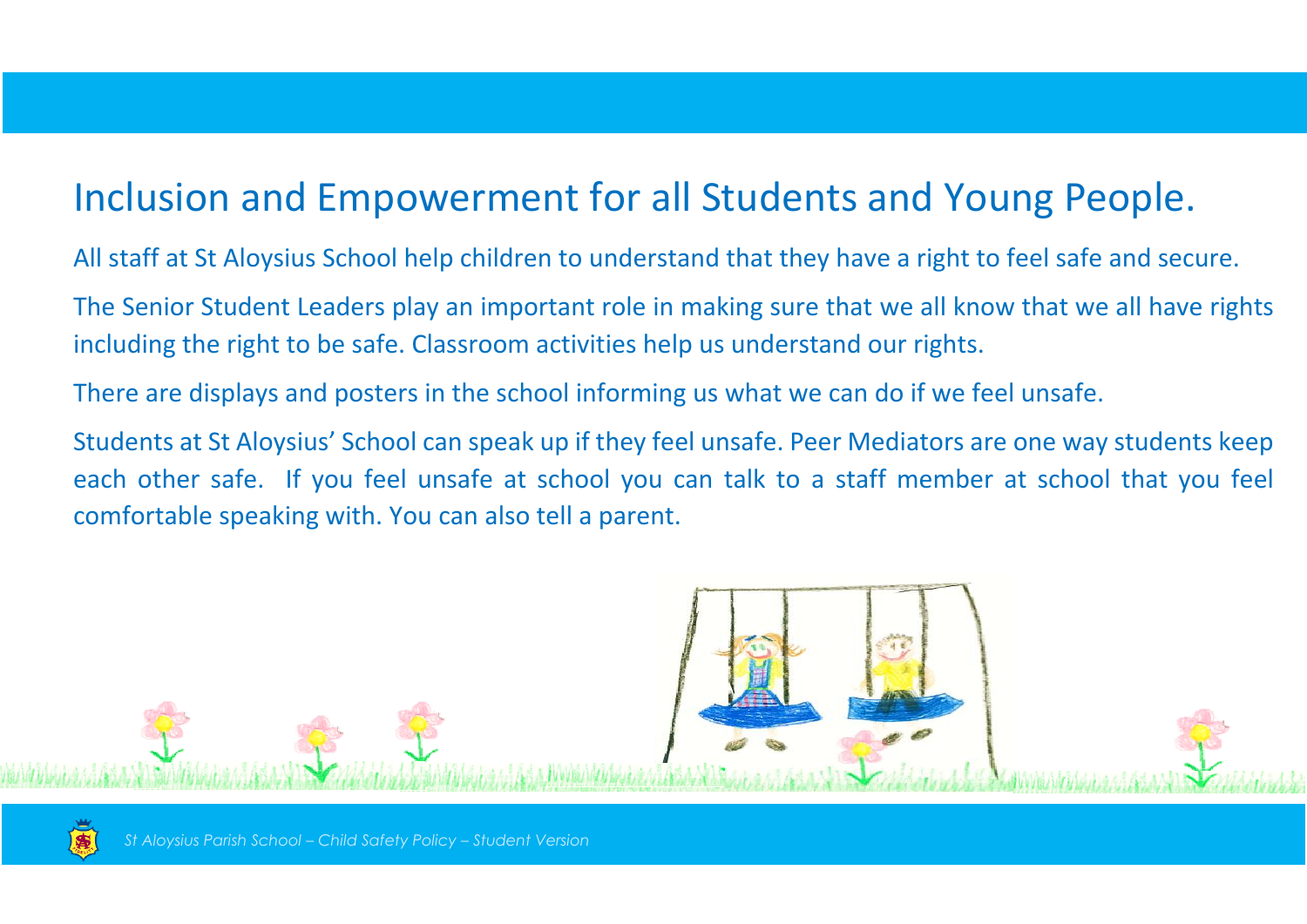# Inclusion and Empowerment for all Students and Young People.

All staff at St Aloysius School help children to understand that they have a right to feel safe and secure.

The Senior Student Leaders play an important role in making sure that we all know that we all have rights including the right to be safe. Classroom activities help us understand our rights.

There are displays and posters in the school informing us what we can do if we feel unsafe.

Students at St Aloysius' School can speak up if they feel unsafe. Peer Mediators are one way students keep each other safe. If you feel unsafe at school you can talk to a staff member at school that you feel comfortable speaking with. You can also tell a parent.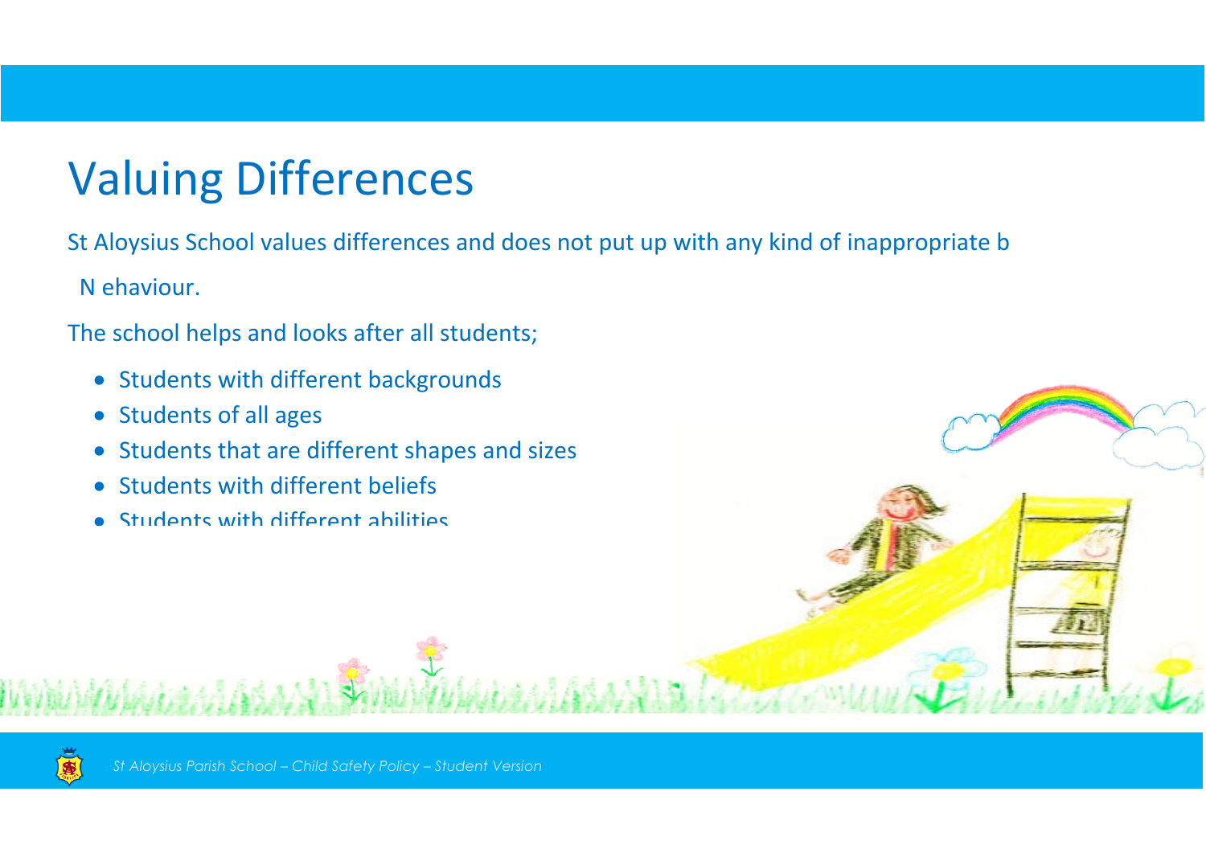# Valuing Differences

St Aloysius School values differences and does not put up with any kind of inappropriate b

N ehaviour.

The school helps and looks after all students;

- Students with different backgrounds
- Students of all ages
- Students that are different shapes and sizes
- Students with different beliefs
- Students with different abilities